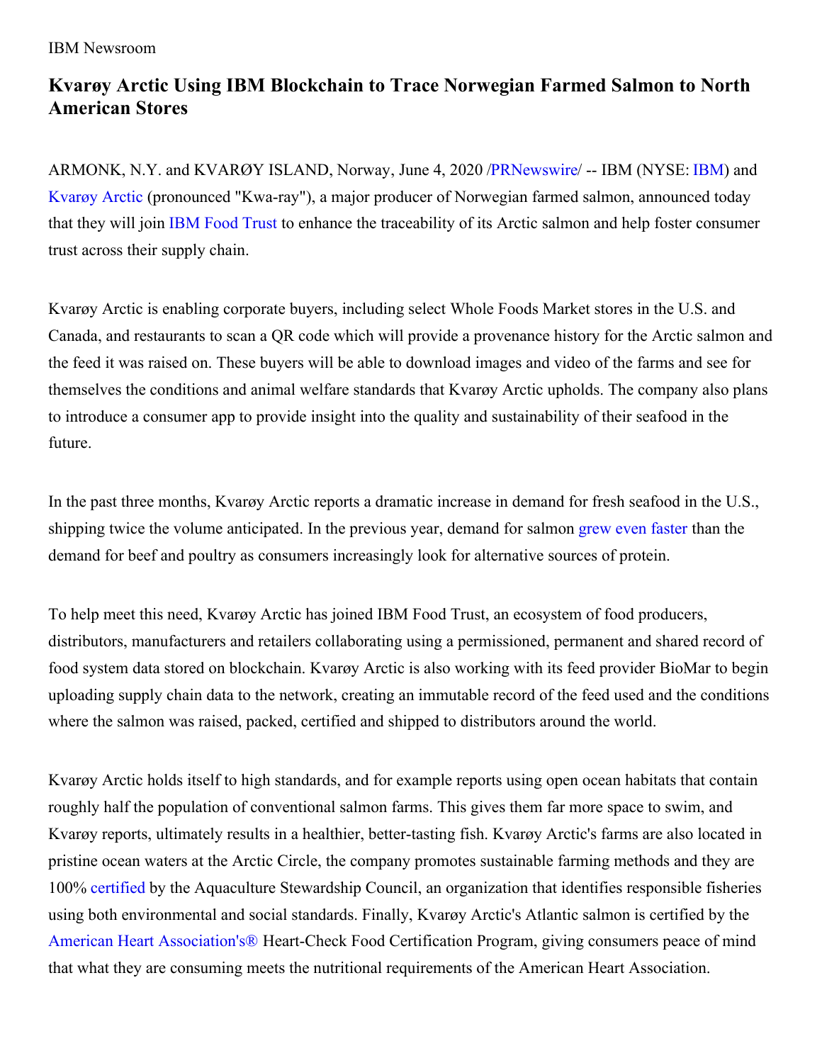IBM Newsroom

# Kvarøy Arctic Using IBM Blockchain to Trace Norwegian Farmed Salmon to North American Stores

ARMONK, N.Y. and KVARØY ISLAND, Norway, June 4, 2020 /PRNewswire/ -- IBM (NYSE: IBM) and Kvarøy Arctic (pronounced "Kwa-ray"), a major producer of Norwegian farmed salmon, announced today that they will join IBM Food Trust to enhance the traceability of its Arctic salmon and help foster consumer trust across their supply chain.

Kvarøy Arctic is enabling corporate buyers, including select Whole Foods Market stores in the U.S. and Canada, and restaurants to scan a QR code which will provide a provenance history for the Arctic salmon and the feed it was raised on. These buyers will be able to download images and video of the farms and see for themselves the conditions and animal welfare standards that Kvarøy Arctic upholds. The company also plans to introduce a consumer app to provide insight into the quality and sustainability of their seafood in the future.

In the past three months, Kvarøy Arctic reports a dramatic increase in demand for fresh seafood in the U.S., shipping twice the volume anticipated. In the previous year, demand for salmon grew even faster than the demand for beef and poultry as consumers increasingly look for alternative sources of protein.

To help meet this need, Kvarøy Arctic has joined IBM Food Trust, an ecosystem of food producers, distributors, manufacturers and retailers collaborating using a permissioned, permanent and shared record of food system data stored on blockchain. Kvarøy Arctic is also working with its feed provider BioMar to begin uploading supply chain data to the network, creating an immutable record of the feed used and the conditions where the salmon was raised, packed, certified and shipped to distributors around the world.

Kvarøy Arctic holds itself to high standards, and for example reports using open ocean habitats that contain roughly half the population of conventional salmon farms. This gives them far more space to swim, and Kvarøy reports, ultimately results in a healthier, better-tasting fish. Kvarøy Arctic's farms are also located in pristine ocean waters at the Arctic Circle, the company promotes sustainable farming methods and they are 100% certified by the Aquaculture Stewardship Council, an organization that identifies responsible fisheries using both environmental and social standards. Finally, Kvarøy Arctic's Atlantic salmon is certified by the American Heart Association's® Heart-Check Food Certification Program, giving consumers peace of mind that what they are consuming meets the nutritional requirements of the American Heart Association.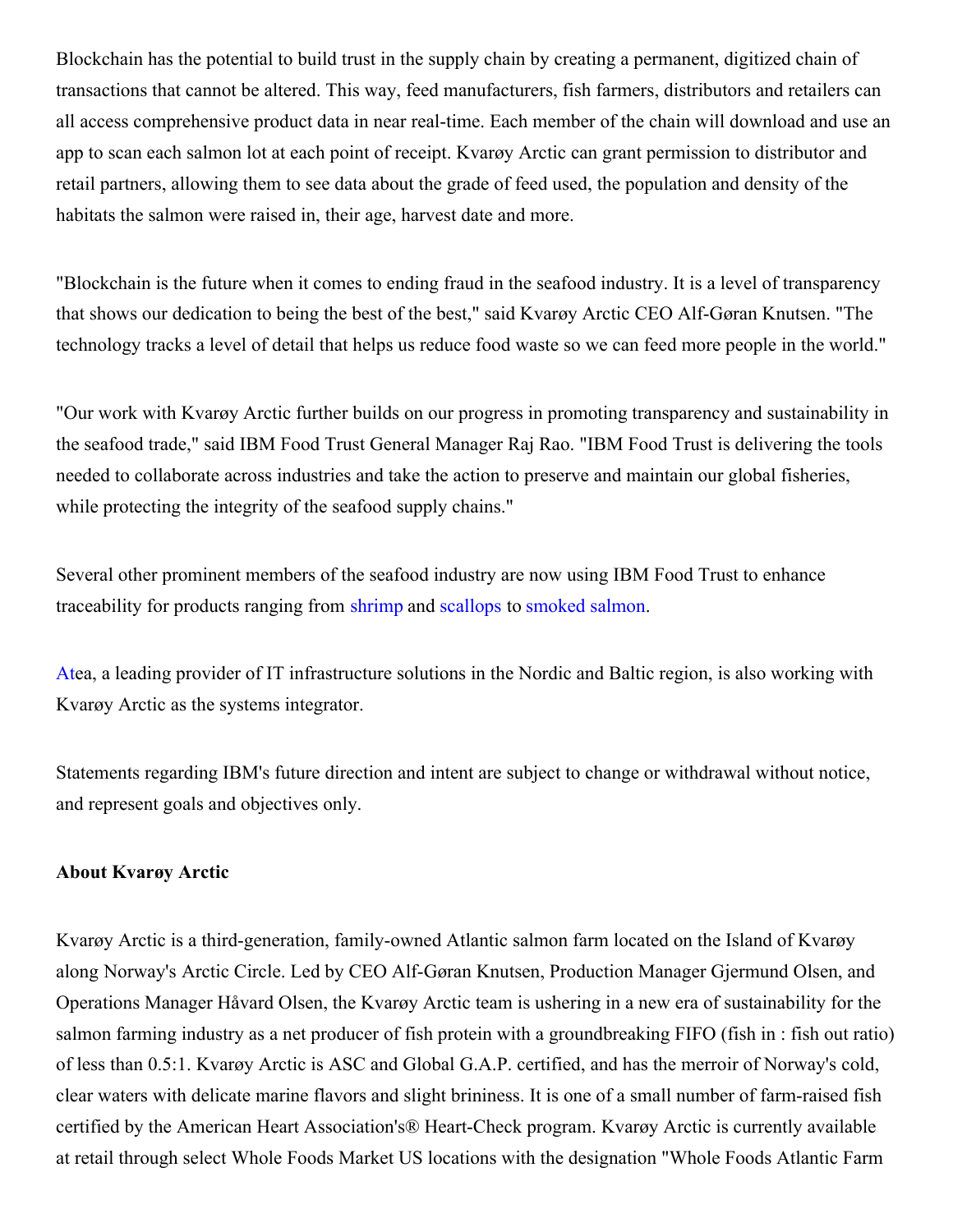Blockchain has the potential to build trust in the supply chain by creating a permanent, digitized chain of transactions that cannot be altered. This way, feed manufacturers, fish farmers, distributors and retailers can all access comprehensive product data in near real-time. Each member of the chain will download and use an app to scan each salmon lot at each point of receipt. Kvarøy Arctic can grant permission to distributor and retail partners, allowing them to see data about the grade of feed used, the population and density of the habitats the salmon were raised in, their age, harvest date and more.

"Blockchain is the future when it comes to ending fraud in the seafood industry. It is a level of transparency that shows our dedication to being the best of the best," said Kvarøy Arctic CEO Alf-Gøran Knutsen. "The technology tracks a level of detail that helps us reduce food waste so we can feed more people in the world."

"Our work with Kvarøy Arctic further builds on our progress in promoting transparency and sustainability in the seafood trade," said IBM Food Trust General Manager Raj Rao. "IBM Food Trust is delivering the tools needed to collaborate across industries and take the action to preserve and maintain our global fisheries, while protecting the integrity of the seafood supply chains."

Several other prominent members of the seafood industry are now using IBM Food Trust to enhance traceability for products ranging from shrimp and scallops to smoked salmon.

Atea, a leading provider of IT infrastructure solutions in the Nordic and Baltic region, is also working with Kvarøy Arctic as the systems integrator.

Statements regarding IBM's future direction and intent are subject to change or withdrawal without notice, and represent goals and objectives only.

**About Kvarøy Arctic**

Kvarøy Arctic is a third-generation, family-owned Atlantic salmon farm located on the Island of Kvarøy along Norway's Arctic Circle. Led by CEO Alf-Gøran Knutsen, Production Manager Gjermund Olsen, and Operations Manager Håvard Olsen, the Kvarøy Arctic team is ushering in a new era of sustainability for the salmon farming industry as a net producer of fish protein with a groundbreaking FIFO (fish in : fish out ratio) of less than 0.5:1. Kvarøy Arctic is ASC and Global G.A.P. certified, and has the merroir of Norway's cold, clear waters with delicate marine flavors and slight brininess. It is one of a small number of farm-raised fish certified by the American Heart Association's® Heart-Check program. Kvarøy Arctic is currently available at retail through select Whole Foods Market US locations with the designation "Whole Foods Atlantic Farm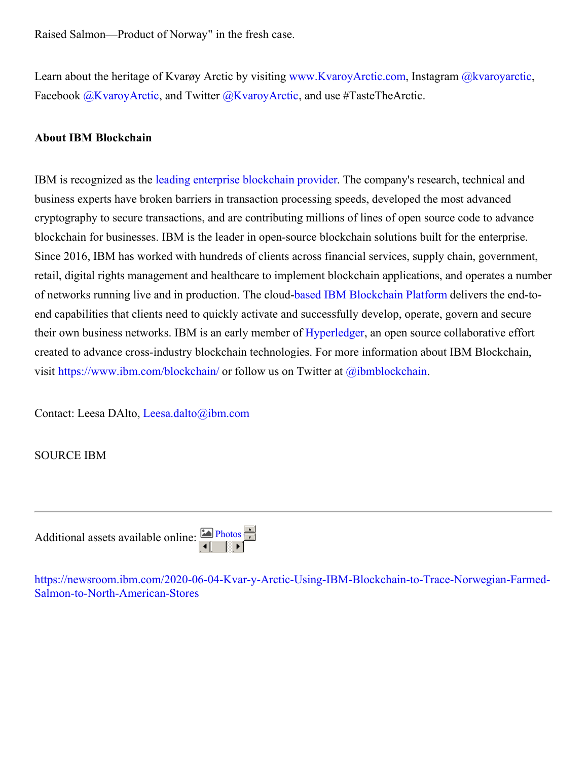Raised Salmon—Product of Norway" in the fresh case.

Learn about the heritage of Kvarøy Arctic by visiting www.KvaroyArctic.com, Instagram @kvaroyarctic, Facebook @KvaroyArctic, and Twitter @KvaroyArctic, and use #TasteTheArctic.

**About IBM Blockchain**

IBM is recognized as the leading enterprise blockchain provider. The company's research, technical and business experts have broken barriers in transaction processing speeds, developed the most advanced cryptography to secure transactions, and are contributing millions of lines of open source code to advance blockchain for businesses. IBM is the leader in open-source blockchain solutions built for the enterprise. Since 2016, IBM has worked with hundreds of clients across financial services, supply chain, government, retail, digital rights management and healthcare to implement blockchain applications, and operates a number of networks running live and in production. The cloud-based IBM Blockchain Platform delivers the end-to-end capabilities that clients need to quickly activate and successfully develop, operate, govern and secure their own business networks. IBM is an early member of Hyperledger, an open source collaborative effort created to advance cross-industry blockchain technologies. For more information about IBM Blockchain, visit https://www.ibm.com/blockchain/ or follow us on Twitter at @ibmblockchain.

Contact: Leesa DAlto, Leesa.dalto@ibm.com

SOURCE IBM

---

Additional assets available online: Photos

https://newsroom.ibm.com/2020-06-04-Kvar-y-Arctic-Using-IBM-Blockchain-to-Trace-Norwegian-Farmed-Salmon-to-North-American-Stores